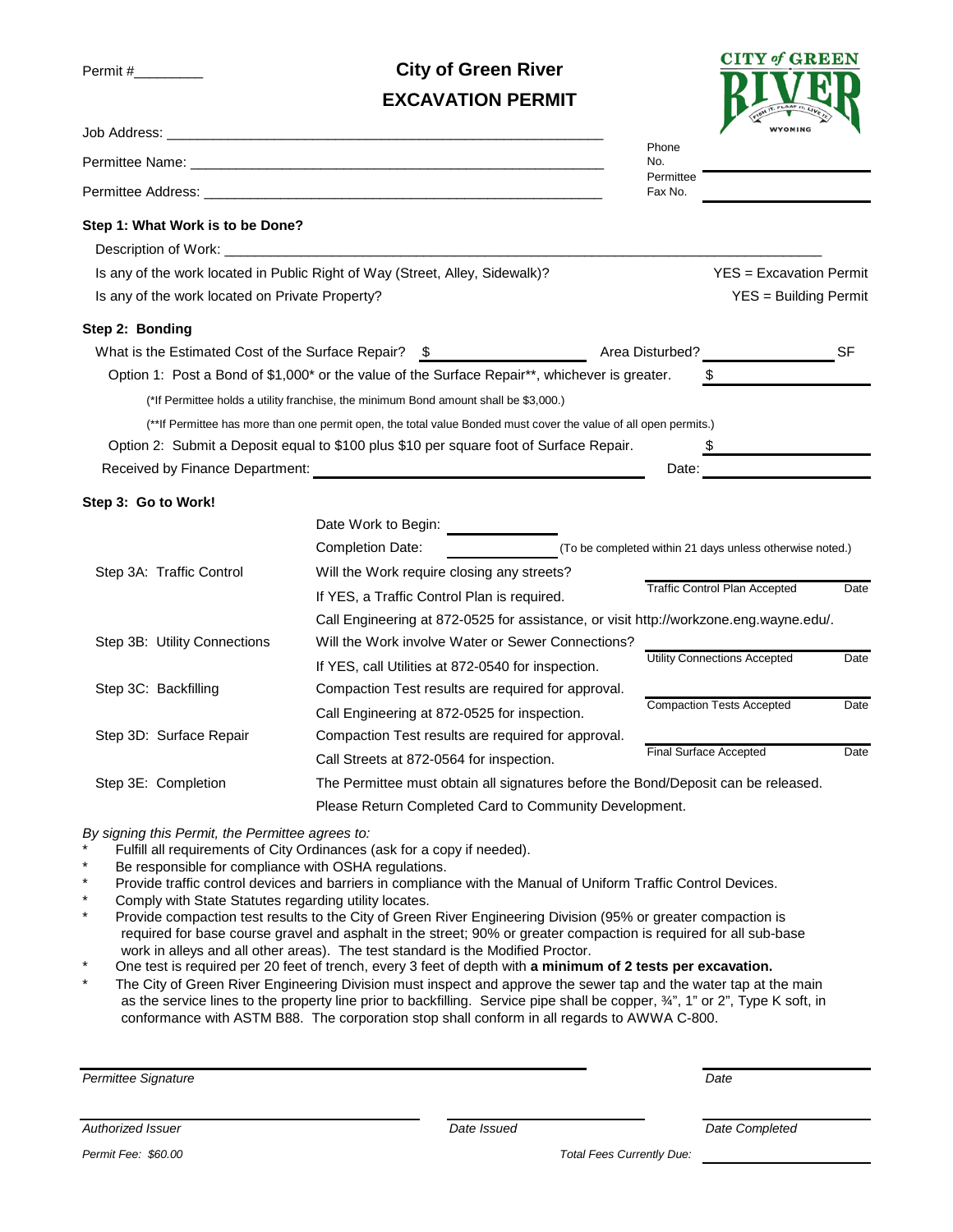Permit #_________

# City of Green River
## EXCAVATION PERMIT

Job Address: ___________________________________________________________

Permittee Name: ___________________________________________________________ Phone No. ______________

Permittee Address: ___________________________________________________________ Permittee Fax No. ______________

### Step 1: What Work is to be Done?

Description of Work: ___________________________________________________________

Is any of the work located in Public Right of Way (Street, Alley, Sidewalk)? YES = Excavation Permit

Is any of the work located on Private Property? YES = Building Permit

### Step 2: Bonding

What is the Estimated Cost of the Surface Repair? $ ______________ Area Disturbed? ______________ SF

Option 1: Post a Bond of $1,000* or the value of the Surface Repair**, whichever is greater. $ ______________

(*If Permittee holds a utility franchise, the minimum Bond amount shall be $3,000.)

(**If Permittee has more than one permit open, the total value Bonded must cover the value of all open permits.)

Option 2: Submit a Deposit equal to $100 plus $10 per square foot of Surface Repair. $ ______________

Received by Finance Department: ______________________________ Date: ______________

### Step 3: Go to Work!

Date Work to Begin: ______________

Completion Date: ______________ (To be completed within 21 days unless otherwise noted.)

| | | |
|---|---|---|
| Step 3A: Traffic Control | Will the Work require closing any streets? If YES, a Traffic Control Plan is required. Call Engineering at 872-0525 for assistance, or visit http://workzone.eng.wayne.edu/. | Traffic Control Plan Accepted ______ Date ______ |
| Step 3B: Utility Connections | Will the Work involve Water or Sewer Connections? If YES, call Utilities at 872-0540 for inspection. | Utility Connections Accepted ______ Date ______ |
| Step 3C: Backfilling | Compaction Test results are required for approval. Call Engineering at 872-0525 for inspection. | Compaction Tests Accepted ______ Date ______ |
| Step 3D: Surface Repair | Compaction Test results are required for approval. Call Streets at 872-0564 for inspection. | Final Surface Accepted ______ Date ______ |
| Step 3E: Completion | The Permittee must obtain all signatures before the Bond/Deposit can be released. Please Return Completed Card to Community Development. | |

*By signing this Permit, the Permittee agrees to:*

- Fulfill all requirements of City Ordinances (ask for a copy if needed).
- Be responsible for compliance with OSHA regulations.
- Provide traffic control devices and barriers in compliance with the Manual of Uniform Traffic Control Devices.
- Comply with State Statutes regarding utility locates.
- Provide compaction test results to the City of Green River Engineering Division (95% or greater compaction is required for base course gravel and asphalt in the street; 90% or greater compaction is required for all sub-base work in alleys and all other areas). The test standard is the Modified Proctor.
- One test is required per 20 feet of trench, every 3 feet of depth with **a minimum of 2 tests per excavation.**
- The City of Green River Engineering Division must inspect and approve the sewer tap and the water tap at the main as the service lines to the property line prior to backfilling. Service pipe shall be copper, ¾", 1" or 2", Type K soft, in conformance with ASTM B88. The corporation stop shall conform in all regards to AWWA C-800.

______________________________ ______________

*Permittee Signature* *Date*

______________________________ ______________ ______________

*Authorized Issuer* *Date Issued* *Date Completed*

*Permit Fee: $60.00* *Total Fees Currently Due:* ______________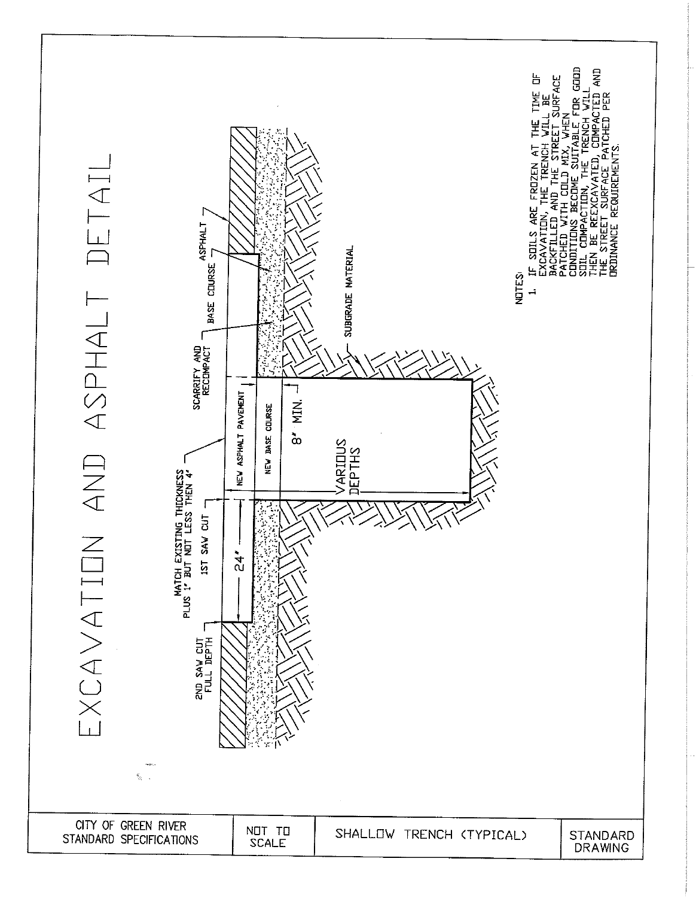# EXCAVATION AND ASPHALT DETAIL

MATCH EXISTING THICKNESS PLUS 1" BUT NOT LESS THEN 4"

2ND SAW CUT FULL DEPTH

1ST SAW CUT

24"

SCARRIFY AND RECOMPACT

BASE COURSE

ASPHALT

NEW ASPHALT PAVEMENT

NEW BASE COURSE

8" MIN.

VARIOUS DEPTHS

SUBGRADE MATERIAL

NOTES:

1. IF SOILS ARE FROZEN AT THE TIME OF EXCAVATION, THE TRENCH WILL BE BACKFILLED AND THE STREET SURFACE PATCHED WITH COLD MIX. WHEN CONDITIONS BECOME SUITABLE FOR GOOD SOIL COMPACTION, THE TRENCH WILL THEN BE REEXCAVATED, COMPACTED AND THE STREET SURFACE PATCHED PER ORDINANCE REQUIREMENTS.

| CITY OF GREEN RIVER STANDARD SPECIFICATIONS | NOT TO SCALE | SHALLOW TRENCH (TYPICAL) | STANDARD DRAWING |
|---|---|---|---|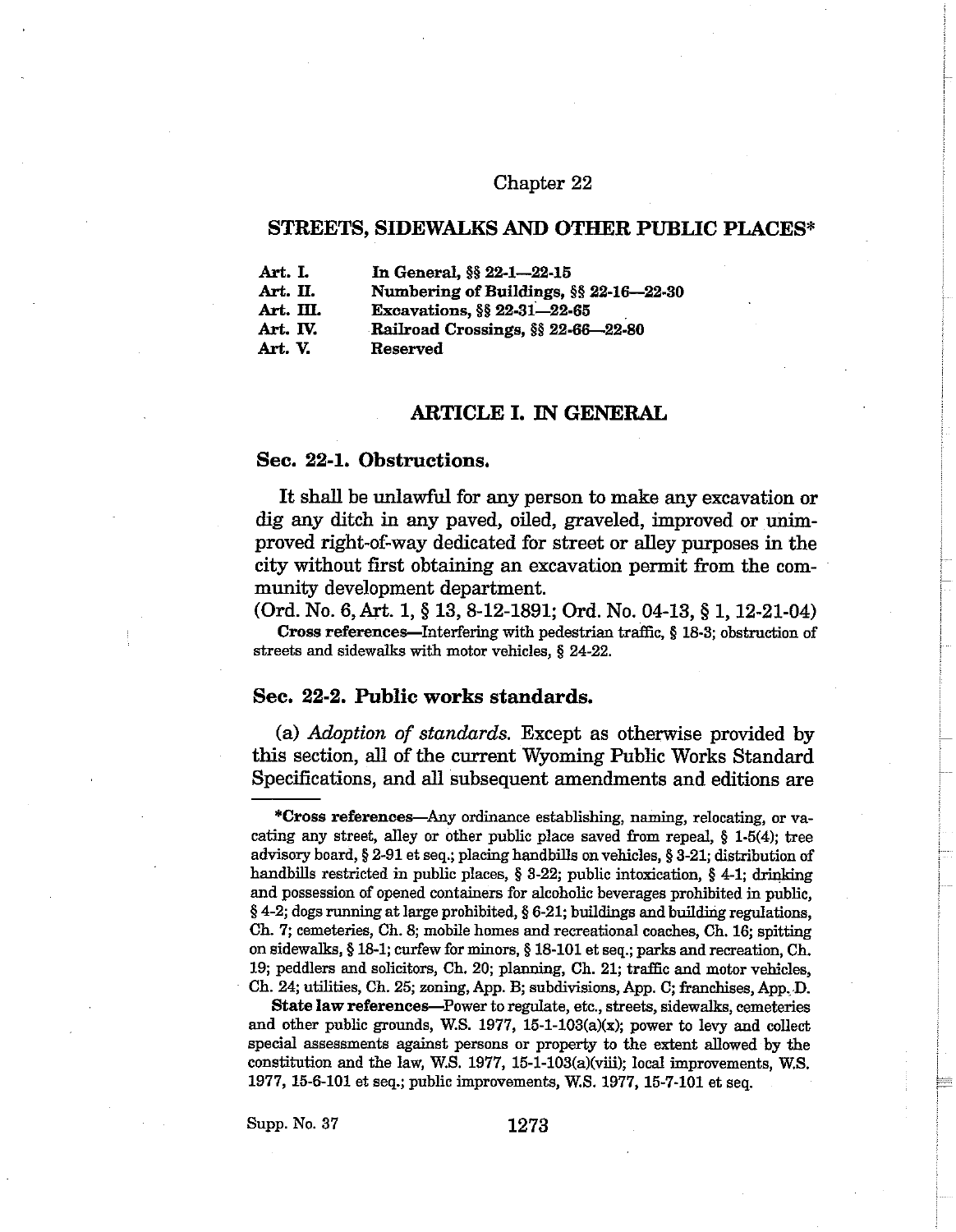# Chapter 22

## STREETS, SIDEWALKS AND OTHER PUBLIC PLACES*

| | |
|---|---|
| **Art. I.** | **In General, §§ 22-1—22-15** |
| **Art. II.** | **Numbering of Buildings, §§ 22-16—22-30** |
| **Art. III.** | **Excavations, §§ 22-31—22-65** |
| **Art. IV.** | **Railroad Crossings, §§ 22-66—22-80** |
| **Art. V.** | **Reserved** |

## ARTICLE I. IN GENERAL

### Sec. 22-1. Obstructions.

It shall be unlawful for any person to make any excavation or dig any ditch in any paved, oiled, graveled, improved or unimproved right-of-way dedicated for street or alley purposes in the city without first obtaining an excavation permit from the community development department.

(Ord. No. 6, Art. 1, § 13, 8-12-1891; Ord. No. 04-13, § 1, 12-21-04)

**Cross references**—Interfering with pedestrian traffic, § 18-3; obstruction of streets and sidewalks with motor vehicles, § 24-22.

### Sec. 22-2. Public works standards.

(a) *Adoption of standards.* Except as otherwise provided by this section, all of the current Wyoming Public Works Standard Specifications, and all subsequent amendments and editions are

---

***Cross references**—Any ordinance establishing, naming, relocating, or vacating any street, alley or other public place saved from repeal, § 1-5(4); tree advisory board, § 2-91 et seq.; placing handbills on vehicles, § 3-21; distribution of handbills restricted in public places, § 3-22; public intoxication, § 4-1; drinking and possession of opened containers for alcoholic beverages prohibited in public, § 4-2; dogs running at large prohibited, § 6-21; buildings and building regulations, Ch. 7; cemeteries, Ch. 8; mobile homes and recreational coaches, Ch. 16; spitting on sidewalks, § 18-1; curfew for minors, § 18-101 et seq.; parks and recreation, Ch. 19; peddlers and solicitors, Ch. 20; planning, Ch. 21; traffic and motor vehicles, Ch. 24; utilities, Ch. 25; zoning, App. B; subdivisions, App. C; franchises, App. D.

**State law references**—Power to regulate, etc., streets, sidewalks, cemeteries and other public grounds, W.S. 1977, 15-1-103(a)(x); power to levy and collect special assessments against persons or property to the extent allowed by the constitution and the law, W.S. 1977, 15-1-103(a)(viii); local improvements, W.S. 1977, 15-6-101 et seq.; public improvements, W.S. 1977, 15-7-101 et seq.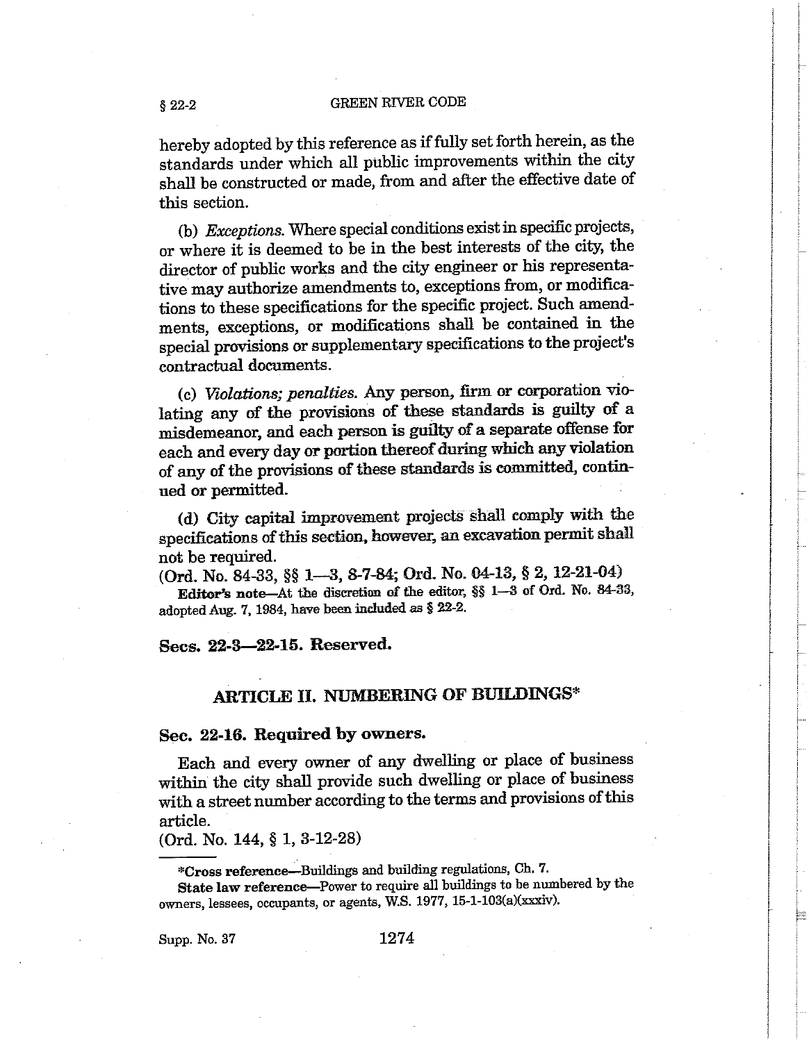hereby adopted by this reference as if fully set forth herein, as the standards under which all public improvements within the city shall be constructed or made, from and after the effective date of this section.

(b) *Exceptions.* Where special conditions exist in specific projects, or where it is deemed to be in the best interests of the city, the director of public works and the city engineer or his representative may authorize amendments to, exceptions from, or modifications to these specifications for the specific project. Such amendments, exceptions, or modifications shall be contained in the special provisions or supplementary specifications to the project's contractual documents.

(c) *Violations; penalties.* Any person, firm or corporation violating any of the provisions of these standards is guilty of a misdemeanor, and each person is guilty of a separate offense for each and every day or portion thereof during which any violation of any of the provisions of these standards is committed, continued or permitted.

(d) City capital improvement projects shall comply with the specifications of this section, however, an excavation permit shall not be required.

(Ord. No. 84-33, §§ 1—3, 8-7-84; Ord. No. 04-13, § 2, 12-21-04)

**Editor's note**—At the discretion of the editor, §§ 1—3 of Ord. No. 84-33, adopted Aug. 7, 1984, have been included as § 22-2.

**Secs. 22-3—22-15. Reserved.**

## ARTICLE II. NUMBERING OF BUILDINGS*

### Sec. 22-16. Required by owners.

Each and every owner of any dwelling or place of business within the city shall provide such dwelling or place of business with a street number according to the terms and provisions of this article.

(Ord. No. 144, § 1, 3-12-28)

---

*__Cross reference__—Buildings and building regulations, Ch. 7.

**State law reference**—Power to require all buildings to be numbered by the owners, lessees, occupants, or agents, W.S. 1977, 15-1-103(a)(xxxiv).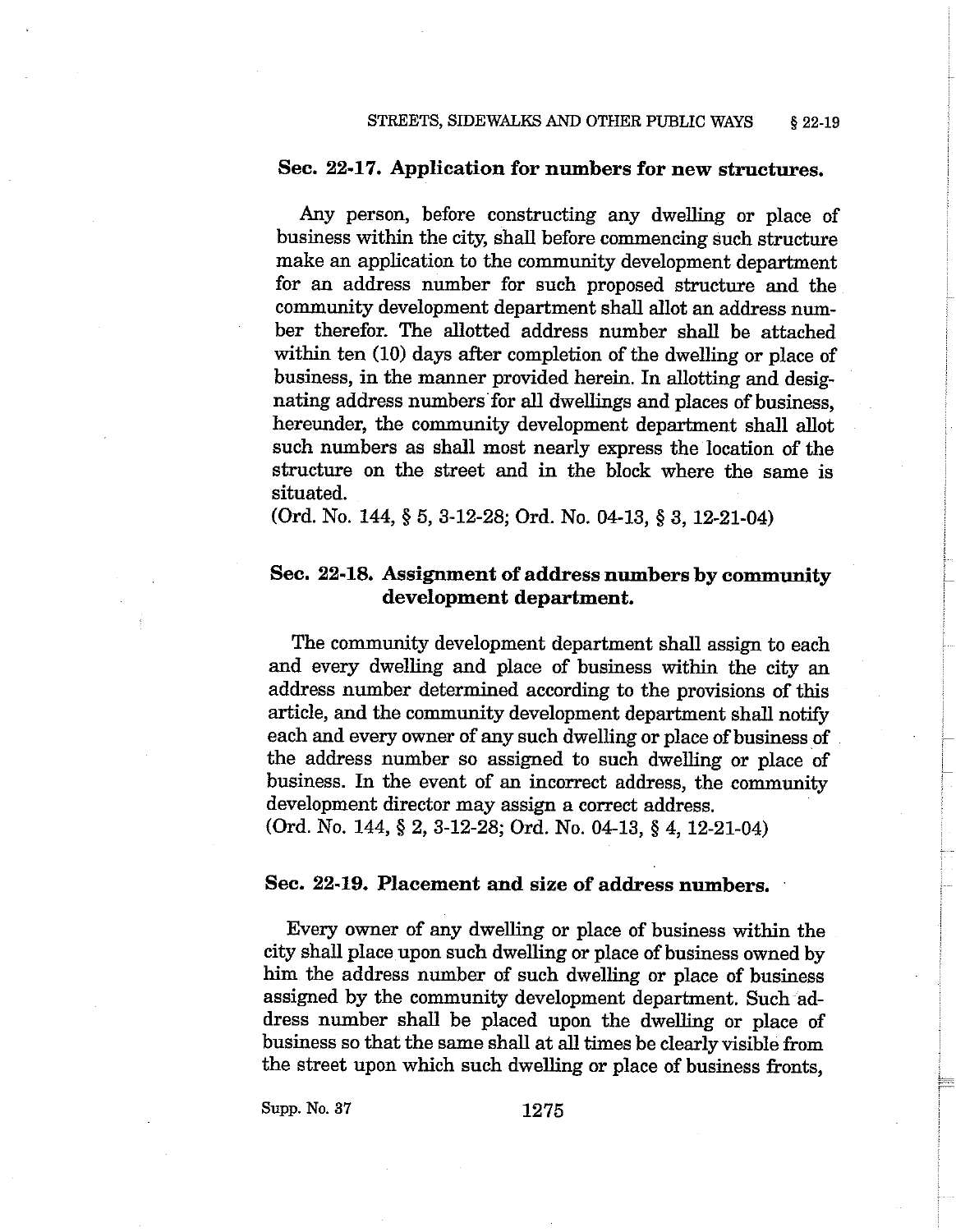### Sec. 22-17. Application for numbers for new structures.

Any person, before constructing any dwelling or place of business within the city, shall before commencing such structure make an application to the community development department for an address number for such proposed structure and the community development department shall allot an address number therefor. The allotted address number shall be attached within ten (10) days after completion of the dwelling or place of business, in the manner provided herein. In allotting and designating address numbers for all dwellings and places of business, hereunder, the community development department shall allot such numbers as shall most nearly express the location of the structure on the street and in the block where the same is situated.

(Ord. No. 144, § 5, 3-12-28; Ord. No. 04-13, § 3, 12-21-04)

### Sec. 22-18. Assignment of address numbers by community development department.

The community development department shall assign to each and every dwelling and place of business within the city an address number determined according to the provisions of this article, and the community development department shall notify each and every owner of any such dwelling or place of business of the address number so assigned to such dwelling or place of business. In the event of an incorrect address, the community development director may assign a correct address.

(Ord. No. 144, § 2, 3-12-28; Ord. No. 04-13, § 4, 12-21-04)

### Sec. 22-19. Placement and size of address numbers.

Every owner of any dwelling or place of business within the city shall place upon such dwelling or place of business owned by him the address number of such dwelling or place of business assigned by the community development department. Such address number shall be placed upon the dwelling or place of business so that the same shall at all times be clearly visible from the street upon which such dwelling or place of business fronts,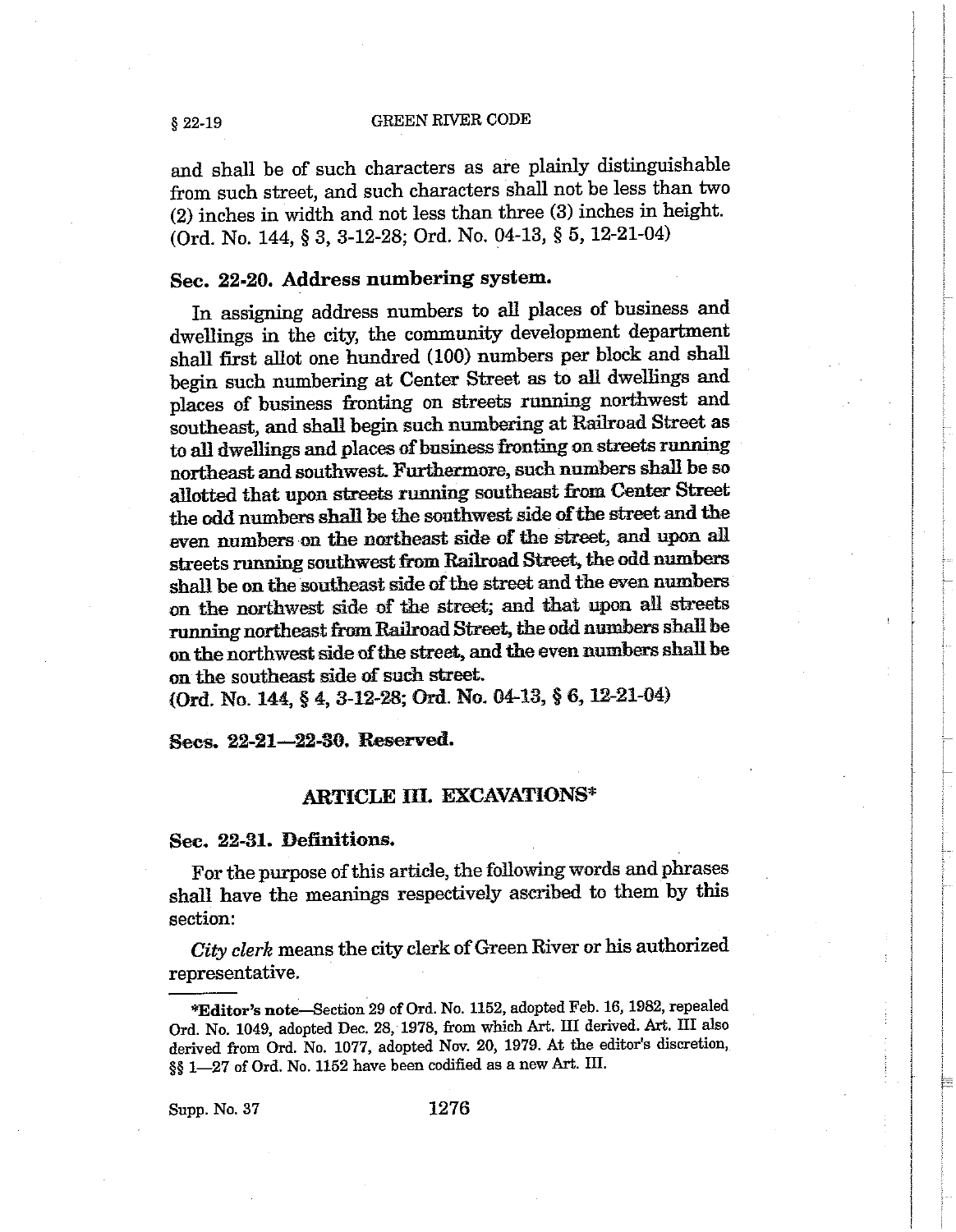and shall be of such characters as are plainly distinguishable from such street, and such characters shall not be less than two (2) inches in width and not less than three (3) inches in height. (Ord. No. 144, § 3, 3-12-28; Ord. No. 04-13, § 5, 12-21-04)

**Sec. 22-20. Address numbering system.**

In assigning address numbers to all places of business and dwellings in the city, the community development department shall first allot one hundred (100) numbers per block and shall begin such numbering at Center Street as to all dwellings and places of business fronting on streets running northwest and southeast, and shall begin such numbering at Railroad Street as to all dwellings and places of business fronting on streets running northeast and southwest. Furthermore, such numbers shall be so allotted that upon streets running southeast from Center Street the odd numbers shall be the southwest side of the street and the even numbers on the northeast side of the street, and upon all streets running southwest from Railroad Street, the odd numbers shall be on the southeast side of the street and the even numbers on the northwest side of the street; and that upon all streets running northeast from Railroad Street, the odd numbers shall be on the northwest side of the street, and the even numbers shall be on the southeast side of such street.
(Ord. No. 144, § 4, 3-12-28; Ord. No. 04-13, § 6, 12-21-04)

**Secs. 22-21—22-30. Reserved.**

## ARTICLE III. EXCAVATIONS*

**Sec. 22-31. Definitions.**

For the purpose of this article, the following words and phrases shall have the meanings respectively ascribed to them by this section:

*City clerk* means the city clerk of Green River or his authorized representative.

---

***Editor's note**—Section 29 of Ord. No. 1152, adopted Feb. 16, 1982, repealed Ord. No. 1049, adopted Dec. 28, 1978, from which Art. III derived. Art. III also derived from Ord. No. 1077, adopted Nov. 20, 1979. At the editor's discretion, §§ 1—27 of Ord. No. 1152 have been codified as a new Art. III.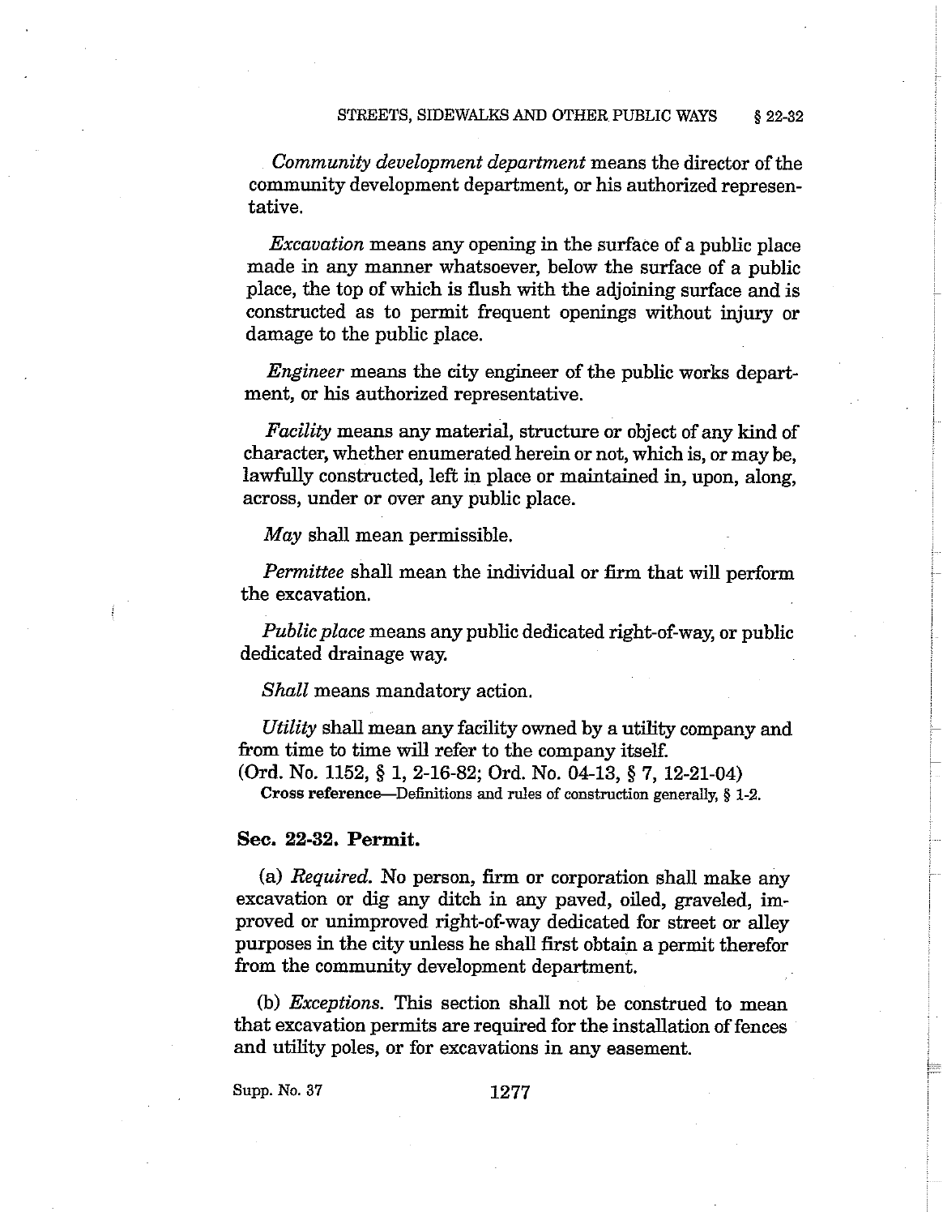*Community development department* means the director of the community development department, or his authorized representative.

*Excavation* means any opening in the surface of a public place made in any manner whatsoever, below the surface of a public place, the top of which is flush with the adjoining surface and is constructed as to permit frequent openings without injury or damage to the public place.

*Engineer* means the city engineer of the public works department, or his authorized representative.

*Facility* means any material, structure or object of any kind of character, whether enumerated herein or not, which is, or may be, lawfully constructed, left in place or maintained in, upon, along, across, under or over any public place.

*May* shall mean permissible.

*Permittee* shall mean the individual or firm that will perform the excavation.

*Public place* means any public dedicated right-of-way, or public dedicated drainage way.

*Shall* means mandatory action.

*Utility* shall mean any facility owned by a utility company and from time to time will refer to the company itself.

(Ord. No. 1152, § 1, 2-16-82; Ord. No. 04-13, § 7, 12-21-04)

**Cross reference**—Definitions and rules of construction generally, § 1-2.

### Sec. 22-32. Permit.

(a) *Required.* No person, firm or corporation shall make any excavation or dig any ditch in any paved, oiled, graveled, improved or unimproved right-of-way dedicated for street or alley purposes in the city unless he shall first obtain a permit therefor from the community development department.

(b) *Exceptions.* This section shall not be construed to mean that excavation permits are required for the installation of fences and utility poles, or for excavations in any easement.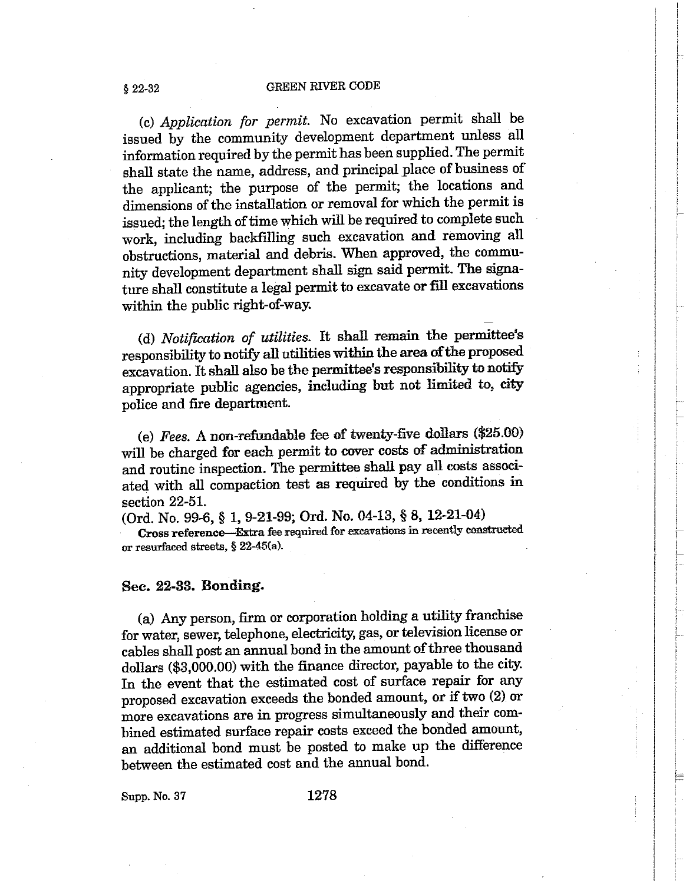(c) *Application for permit.* No excavation permit shall be issued by the community development department unless all information required by the permit has been supplied. The permit shall state the name, address, and principal place of business of the applicant; the purpose of the permit; the locations and dimensions of the installation or removal for which the permit is issued; the length of time which will be required to complete such work, including backfilling such excavation and removing all obstructions, material and debris. When approved, the community development department shall sign said permit. The signature shall constitute a legal permit to excavate or fill excavations within the public right-of-way.

(d) *Notification of utilities.* It shall remain the permittee's responsibility to notify all utilities within the area of the proposed excavation. It shall also be the permittee's responsibility to notify appropriate public agencies, including but not limited to, city police and fire department.

(e) *Fees.* A non-refundable fee of twenty-five dollars ($25.00) will be charged for each permit to cover costs of administration and routine inspection. The permittee shall pay all costs associated with all compaction test as required by the conditions in section 22-51.

(Ord. No. 99-6, § 1, 9-21-99; Ord. No. 04-13, § 8, 12-21-04)

**Cross reference**—Extra fee required for excavations in recently constructed or resurfaced streets, § 22-45(a).

### Sec. 22-33. Bonding.

(a) Any person, firm or corporation holding a utility franchise for water, sewer, telephone, electricity, gas, or television license or cables shall post an annual bond in the amount of three thousand dollars ($3,000.00) with the finance director, payable to the city. In the event that the estimated cost of surface repair for any proposed excavation exceeds the bonded amount, or if two (2) or more excavations are in progress simultaneously and their combined estimated surface repair costs exceed the bonded amount, an additional bond must be posted to make up the difference between the estimated cost and the annual bond.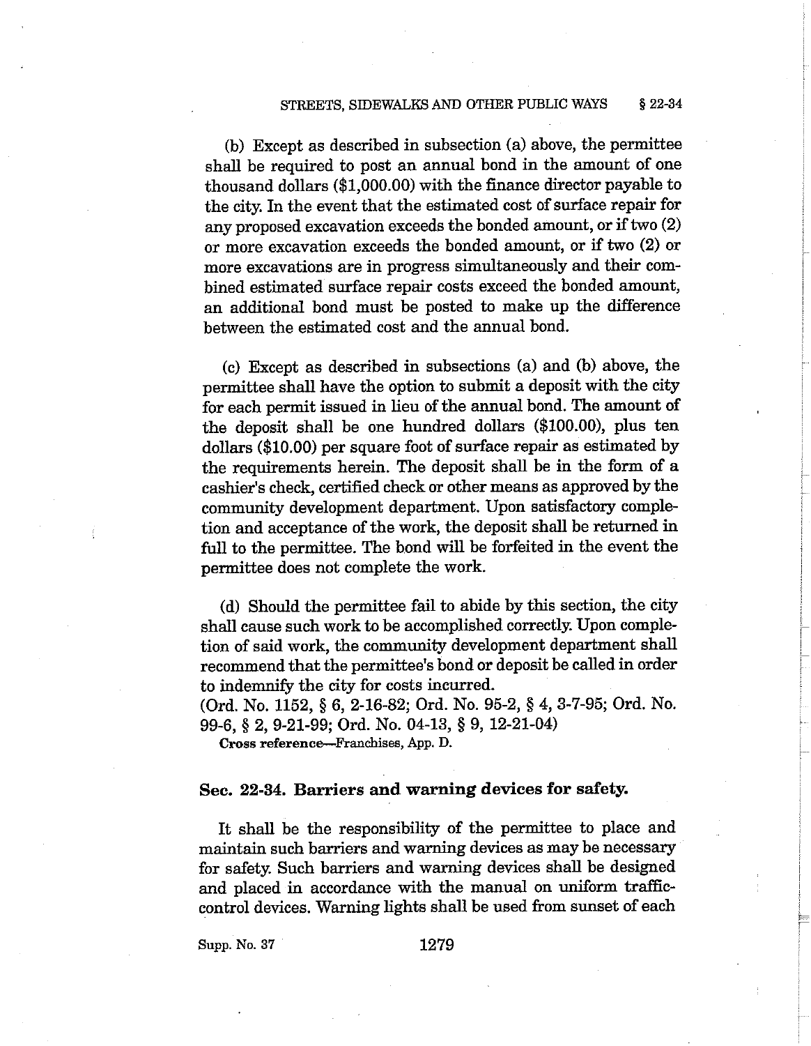(b) Except as described in subsection (a) above, the permittee shall be required to post an annual bond in the amount of one thousand dollars ($1,000.00) with the finance director payable to the city. In the event that the estimated cost of surface repair for any proposed excavation exceeds the bonded amount, or if two (2) or more excavation exceeds the bonded amount, or if two (2) or more excavations are in progress simultaneously and their combined estimated surface repair costs exceed the bonded amount, an additional bond must be posted to make up the difference between the estimated cost and the annual bond.

(c) Except as described in subsections (a) and (b) above, the permittee shall have the option to submit a deposit with the city for each permit issued in lieu of the annual bond. The amount of the deposit shall be one hundred dollars ($100.00), plus ten dollars ($10.00) per square foot of surface repair as estimated by the requirements herein. The deposit shall be in the form of a cashier's check, certified check or other means as approved by the community development department. Upon satisfactory completion and acceptance of the work, the deposit shall be returned in full to the permittee. The bond will be forfeited in the event the permittee does not complete the work.

(d) Should the permittee fail to abide by this section, the city shall cause such work to be accomplished correctly. Upon completion of said work, the community development department shall recommend that the permittee's bond or deposit be called in order to indemnify the city for costs incurred.
(Ord. No. 1152, § 6, 2-16-82; Ord. No. 95-2, § 4, 3-7-95; Ord. No. 99-6, § 2, 9-21-99; Ord. No. 04-13, § 9, 12-21-04)

**Cross reference**—Franchises, App. D.

### Sec. 22-34. Barriers and warning devices for safety.

It shall be the responsibility of the permittee to place and maintain such barriers and warning devices as may be necessary for safety. Such barriers and warning devices shall be designed and placed in accordance with the manual on uniform traffic-control devices. Warning lights shall be used from sunset of each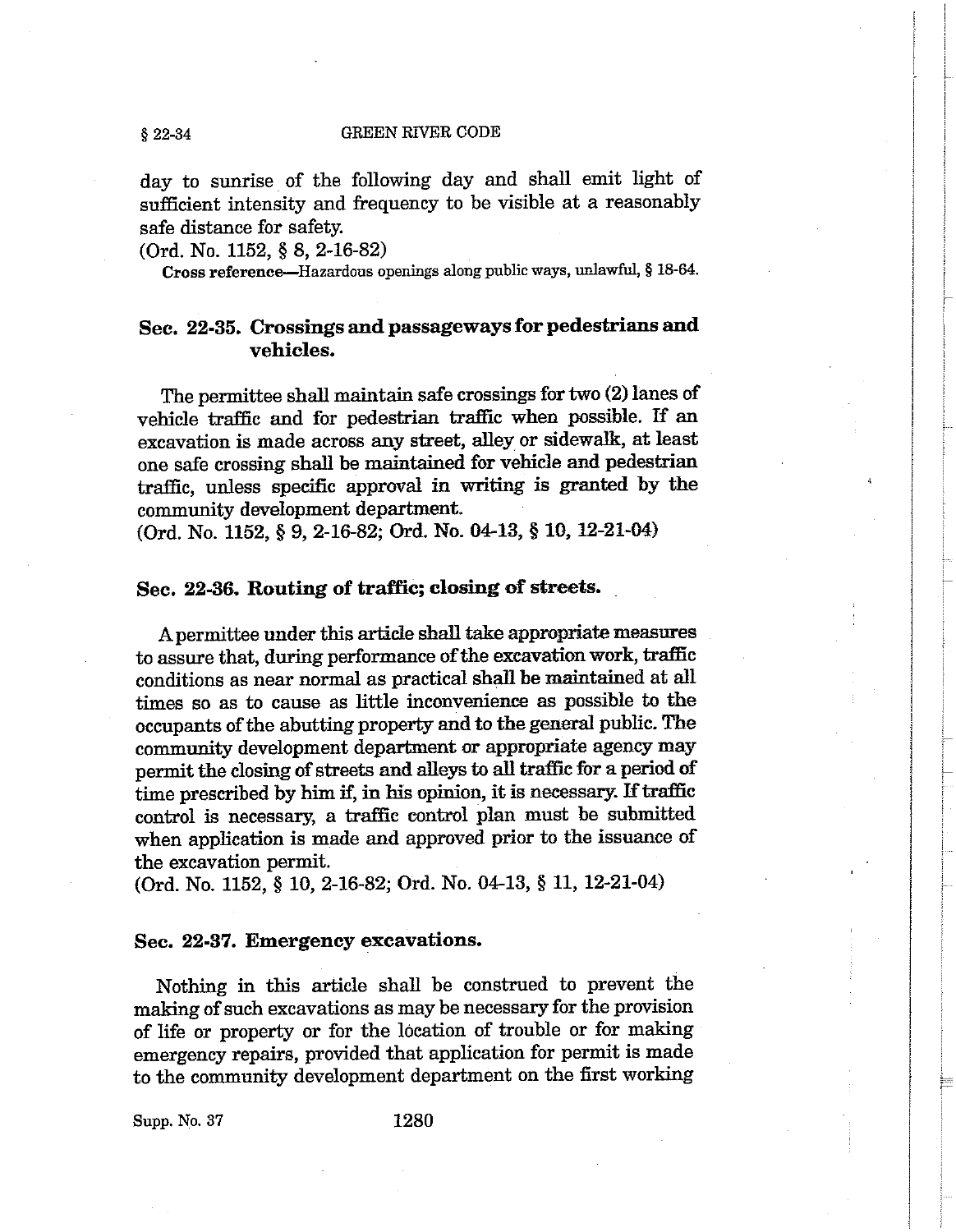day to sunrise of the following day and shall emit light of sufficient intensity and frequency to be visible at a reasonably safe distance for safety.

(Ord. No. 1152, § 8, 2-16-82)

**Cross reference**—Hazardous openings along public ways, unlawful, § 18-64.

### Sec. 22-35. Crossings and passageways for pedestrians and vehicles.

The permittee shall maintain safe crossings for two (2) lanes of vehicle traffic and for pedestrian traffic when possible. If an excavation is made across any street, alley or sidewalk, at least one safe crossing shall be maintained for vehicle and pedestrian traffic, unless specific approval in writing is granted by the community development department.

(Ord. No. 1152, § 9, 2-16-82; Ord. No. 04-13, § 10, 12-21-04)

### Sec. 22-36. Routing of traffic; closing of streets.

A permittee under this article shall take appropriate measures to assure that, during performance of the excavation work, traffic conditions as near normal as practical shall be maintained at all times so as to cause as little inconvenience as possible to the occupants of the abutting property and to the general public. The community development department or appropriate agency may permit the closing of streets and alleys to all traffic for a period of time prescribed by him if, in his opinion, it is necessary. If traffic control is necessary, a traffic control plan must be submitted when application is made and approved prior to the issuance of the excavation permit.

(Ord. No. 1152, § 10, 2-16-82; Ord. No. 04-13, § 11, 12-21-04)

### Sec. 22-37. Emergency excavations.

Nothing in this article shall be construed to prevent the making of such excavations as may be necessary for the provision of life or property or for the location of trouble or for making emergency repairs, provided that application for permit is made to the community development department on the first working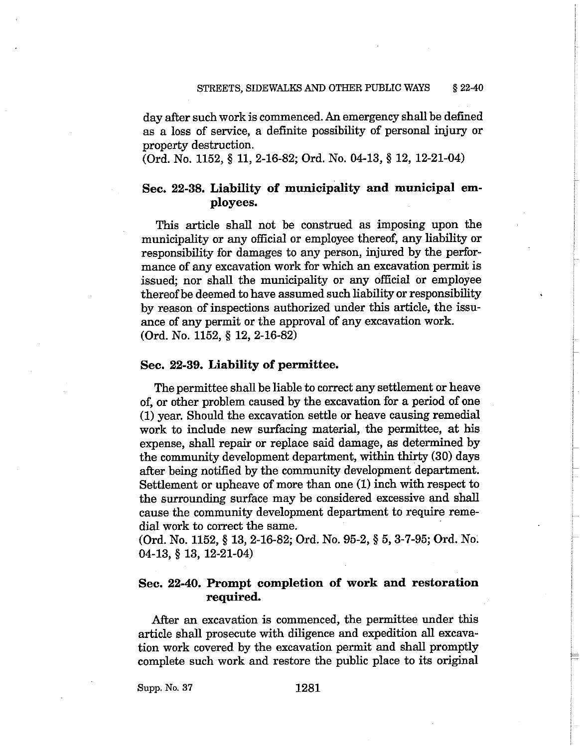day after such work is commenced. An emergency shall be defined as a loss of service, a definite possibility of personal injury or property destruction.
(Ord. No. 1152, § 11, 2-16-82; Ord. No. 04-13, § 12, 12-21-04)

### Sec. 22-38. Liability of municipality and municipal employees.

This article shall not be construed as imposing upon the municipality or any official or employee thereof, any liability or responsibility for damages to any person, injured by the performance of any excavation work for which an excavation permit is issued; nor shall the municipality or any official or employee thereof be deemed to have assumed such liability or responsibility by reason of inspections authorized under this article, the issuance of any permit or the approval of any excavation work.
(Ord. No. 1152, § 12, 2-16-82)

### Sec. 22-39. Liability of permittee.

The permittee shall be liable to correct any settlement or heave of, or other problem caused by the excavation for a period of one (1) year. Should the excavation settle or heave causing remedial work to include new surfacing material, the permittee, at his expense, shall repair or replace said damage, as determined by the community development department, within thirty (30) days after being notified by the community development department. Settlement or upheave of more than one (1) inch with respect to the surrounding surface may be considered excessive and shall cause the community development department to require remedial work to correct the same.
(Ord. No. 1152, § 13, 2-16-82; Ord. No. 95-2, § 5, 3-7-95; Ord. No. 04-13, § 13, 12-21-04)

### Sec. 22-40. Prompt completion of work and restoration required.

After an excavation is commenced, the permittee under this article shall prosecute with diligence and expedition all excavation work covered by the excavation permit and shall promptly complete such work and restore the public place to its original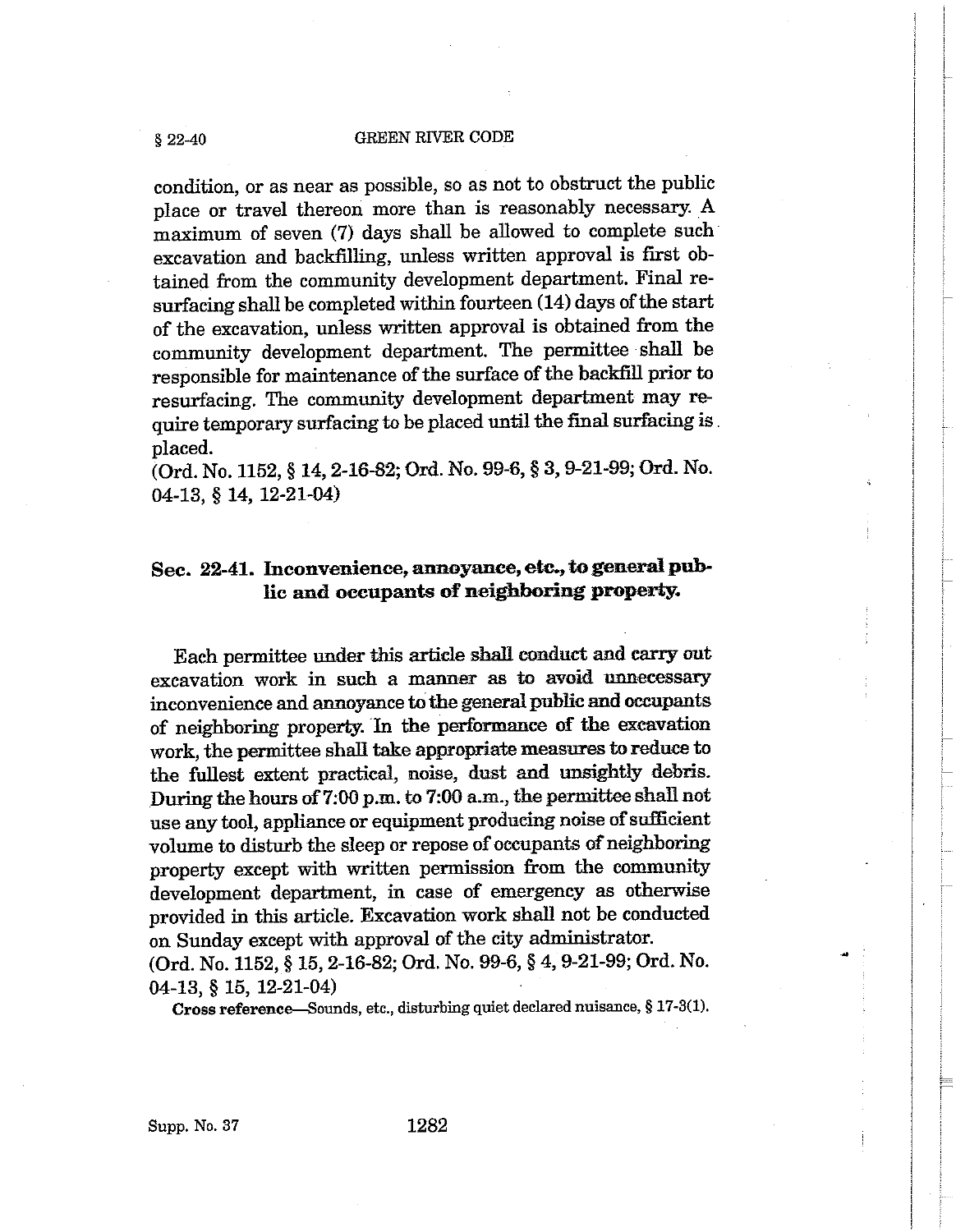condition, or as near as possible, so as not to obstruct the public place or travel thereon more than is reasonably necessary. A maximum of seven (7) days shall be allowed to complete such excavation and backfilling, unless written approval is first obtained from the community development department. Final resurfacing shall be completed within fourteen (14) days of the start of the excavation, unless written approval is obtained from the community development department. The permittee shall be responsible for maintenance of the surface of the backfill prior to resurfacing. The community development department may require temporary surfacing to be placed until the final surfacing is placed.
(Ord. No. 1152, § 14, 2-16-82; Ord. No. 99-6, § 3, 9-21-99; Ord. No. 04-13, § 14, 12-21-04)

## Sec. 22-41. Inconvenience, annoyance, etc., to general public and occupants of neighboring property.

Each permittee under this article shall conduct and carry out excavation work in such a manner as to avoid unnecessary inconvenience and annoyance to the general public and occupants of neighboring property. In the performance of the excavation work, the permittee shall take appropriate measures to reduce to the fullest extent practical, noise, dust and unsightly debris. During the hours of 7:00 p.m. to 7:00 a.m., the permittee shall not use any tool, appliance or equipment producing noise of sufficient volume to disturb the sleep or repose of occupants of neighboring property except with written permission from the community development department, in case of emergency as otherwise provided in this article. Excavation work shall not be conducted on Sunday except with approval of the city administrator.
(Ord. No. 1152, § 15, 2-16-82; Ord. No. 99-6, § 4, 9-21-99; Ord. No. 04-13, § 15, 12-21-04)

**Cross reference**—Sounds, etc., disturbing quiet declared nuisance, § 17-3(1).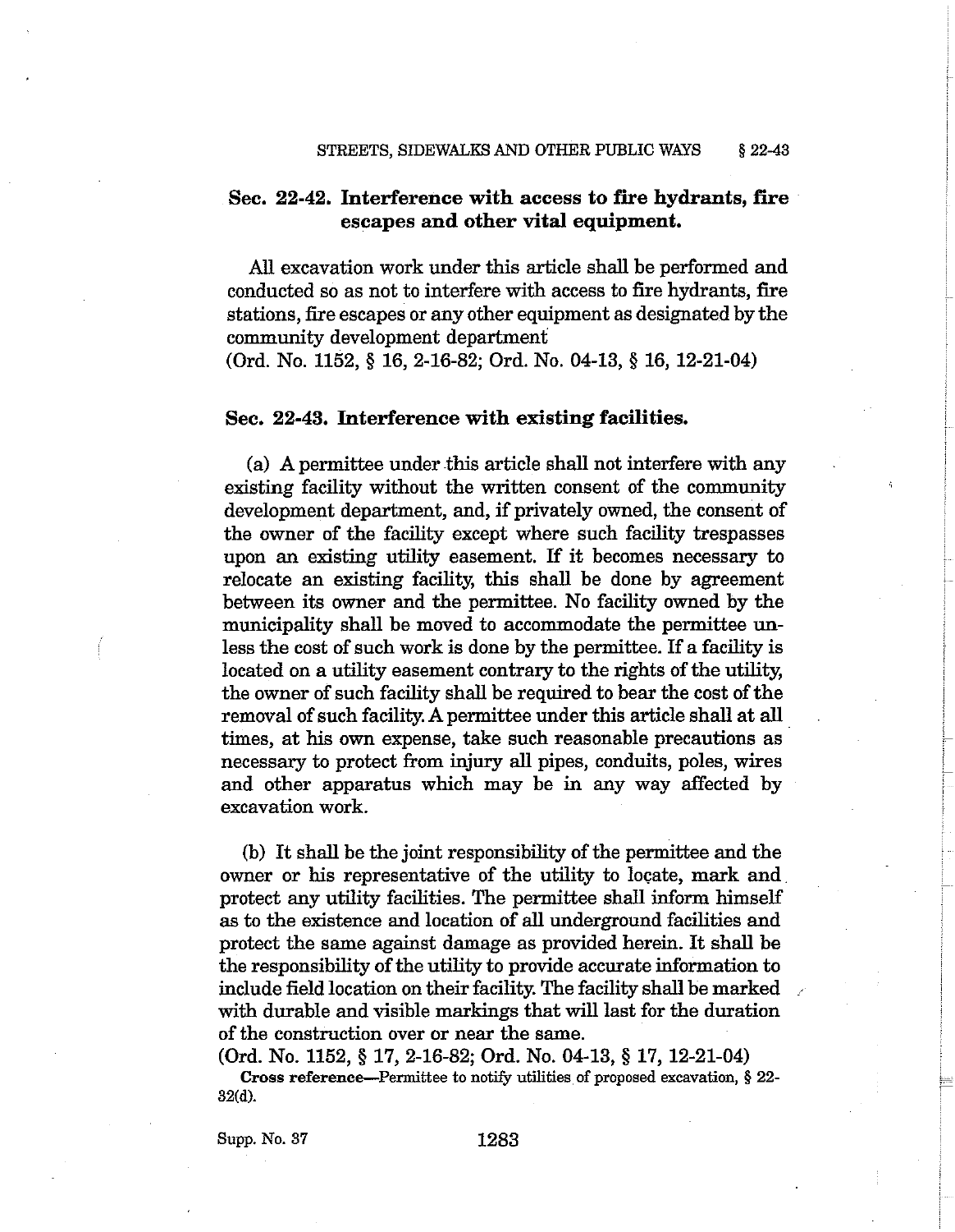## Sec. 22-42. Interference with access to fire hydrants, fire escapes and other vital equipment.

All excavation work under this article shall be performed and conducted so as not to interfere with access to fire hydrants, fire stations, fire escapes or any other equipment as designated by the community development department

(Ord. No. 1152, § 16, 2-16-82; Ord. No. 04-13, § 16, 12-21-04)

## Sec. 22-43. Interference with existing facilities.

(a) A permittee under this article shall not interfere with any existing facility without the written consent of the community development department, and, if privately owned, the consent of the owner of the facility except where such facility trespasses upon an existing utility easement. If it becomes necessary to relocate an existing facility, this shall be done by agreement between its owner and the permittee. No facility owned by the municipality shall be moved to accommodate the permittee unless the cost of such work is done by the permittee. If a facility is located on a utility easement contrary to the rights of the utility, the owner of such facility shall be required to bear the cost of the removal of such facility. A permittee under this article shall at all times, at his own expense, take such reasonable precautions as necessary to protect from injury all pipes, conduits, poles, wires and other apparatus which may be in any way affected by excavation work.

(b) It shall be the joint responsibility of the permittee and the owner or his representative of the utility to locate, mark and protect any utility facilities. The permittee shall inform himself as to the existence and location of all underground facilities and protect the same against damage as provided herein. It shall be the responsibility of the utility to provide accurate information to include field location on their facility. The facility shall be marked with durable and visible markings that will last for the duration of the construction over or near the same.

(Ord. No. 1152, § 17, 2-16-82; Ord. No. 04-13, § 17, 12-21-04)

**Cross reference**—Permittee to notify utilities of proposed excavation, § 22-32(d).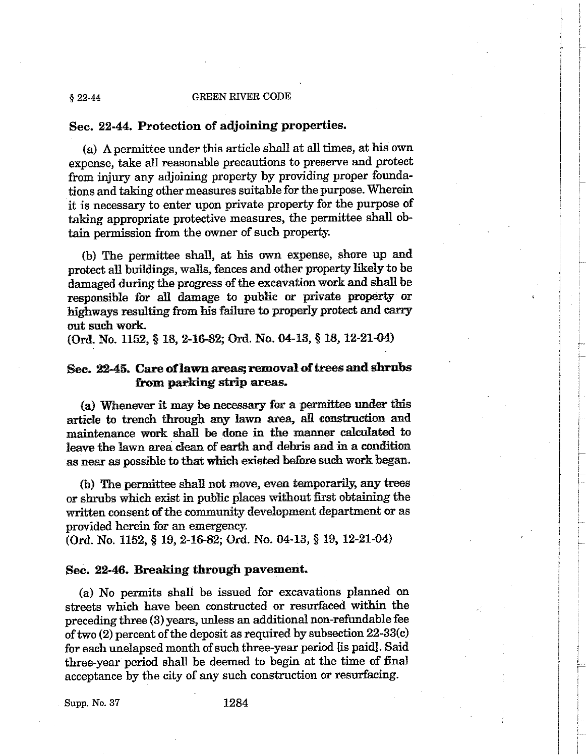### Sec. 22-44. Protection of adjoining properties.

(a) A permittee under this article shall at all times, at his own expense, take all reasonable precautions to preserve and protect from injury any adjoining property by providing proper foundations and taking other measures suitable for the purpose. Wherein it is necessary to enter upon private property for the purpose of taking appropriate protective measures, the permittee shall obtain permission from the owner of such property.

(b) The permittee shall, at his own expense, shore up and protect all buildings, walls, fences and other property likely to be damaged during the progress of the excavation work and shall be responsible for all damage to public or private property or highways resulting from his failure to properly protect and carry out such work.
(Ord. No. 1152, § 18, 2-16-82; Ord. No. 04-13, § 18, 12-21-04)

### Sec. 22-45. Care of lawn areas; removal of trees and shrubs from parking strip areas.

(a) Whenever it may be necessary for a permittee under this article to trench through any lawn area, all construction and maintenance work shall be done in the manner calculated to leave the lawn area clean of earth and debris and in a condition as near as possible to that which existed before such work began.

(b) The permittee shall not move, even temporarily, any trees or shrubs which exist in public places without first obtaining the written consent of the community development department or as provided herein for an emergency.
(Ord. No. 1152, § 19, 2-16-82; Ord. No. 04-13, § 19, 12-21-04)

### Sec. 22-46. Breaking through pavement.

(a) No permits shall be issued for excavations planned on streets which have been constructed or resurfaced within the preceding three (3) years, unless an additional non-refundable fee of two (2) percent of the deposit as required by subsection 22-33(c) for each unelapsed month of such three-year period [is paid]. Said three-year period shall be deemed to begin at the time of final acceptance by the city of any such construction or resurfacing.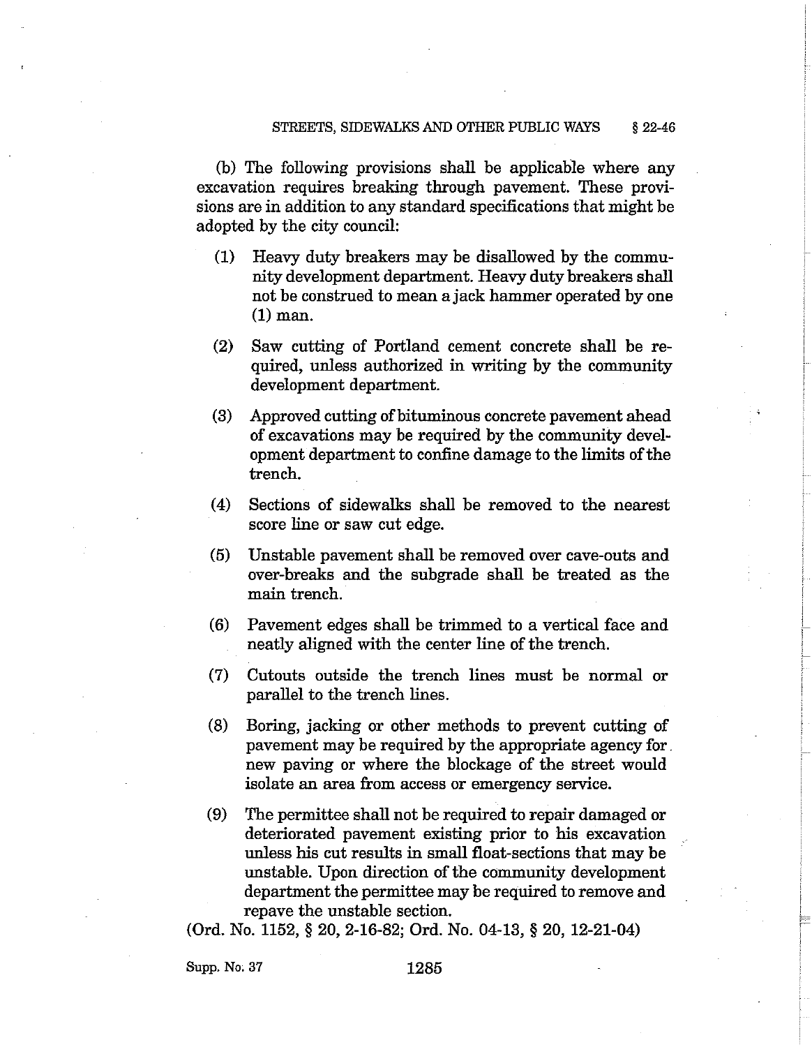(b) The following provisions shall be applicable where any excavation requires breaking through pavement. These provisions are in addition to any standard specifications that might be adopted by the city council:

(1) Heavy duty breakers may be disallowed by the community development department. Heavy duty breakers shall not be construed to mean a jack hammer operated by one (1) man.

(2) Saw cutting of Portland cement concrete shall be required, unless authorized in writing by the community development department.

(3) Approved cutting of bituminous concrete pavement ahead of excavations may be required by the community development department to confine damage to the limits of the trench.

(4) Sections of sidewalks shall be removed to the nearest score line or saw cut edge.

(5) Unstable pavement shall be removed over cave-outs and over-breaks and the subgrade shall be treated as the main trench.

(6) Pavement edges shall be trimmed to a vertical face and neatly aligned with the center line of the trench.

(7) Cutouts outside the trench lines must be normal or parallel to the trench lines.

(8) Boring, jacking or other methods to prevent cutting of pavement may be required by the appropriate agency for new paving or where the blockage of the street would isolate an area from access or emergency service.

(9) The permittee shall not be required to repair damaged or deteriorated pavement existing prior to his excavation unless his cut results in small float-sections that may be unstable. Upon direction of the community development department the permittee may be required to remove and repave the unstable section.

(Ord. No. 1152, § 20, 2-16-82; Ord. No. 04-13, § 20, 12-21-04)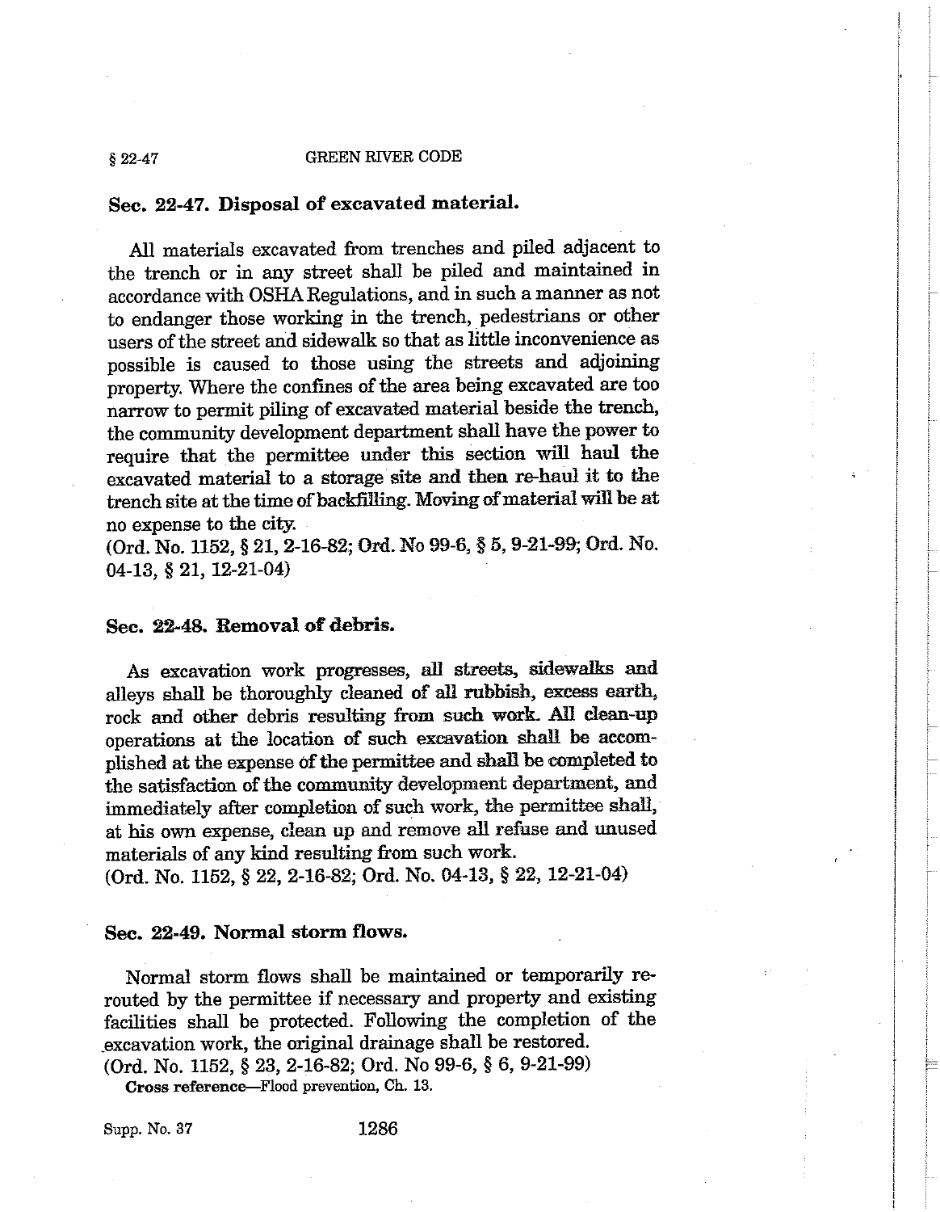## Sec. 22-47. Disposal of excavated material.

All materials excavated from trenches and piled adjacent to the trench or in any street shall be piled and maintained in accordance with OSHA Regulations, and in such a manner as not to endanger those working in the trench, pedestrians or other users of the street and sidewalk so that as little inconvenience as possible is caused to those using the streets and adjoining property. Where the confines of the area being excavated are too narrow to permit piling of excavated material beside the trench, the community development department shall have the power to require that the permittee under this section will haul the excavated material to a storage site and then re-haul it to the trench site at the time of backfilling. Moving of material will be at no expense to the city.
(Ord. No. 1152, § 21, 2-16-82; Ord. No 99-6, § 5, 9-21-99; Ord. No. 04-13, § 21, 12-21-04)

## Sec. 22-48. Removal of debris.

As excavation work progresses, all streets, sidewalks and alleys shall be thoroughly cleaned of all rubbish, excess earth, rock and other debris resulting from such work. All clean-up operations at the location of such excavation shall be accomplished at the expense of the permittee and shall be completed to the satisfaction of the community development department, and immediately after completion of such work, the permittee shall, at his own expense, clean up and remove all refuse and unused materials of any kind resulting from such work.
(Ord. No. 1152, § 22, 2-16-82; Ord. No. 04-13, § 22, 12-21-04)

## Sec. 22-49. Normal storm flows.

Normal storm flows shall be maintained or temporarily rerouted by the permittee if necessary and property and existing facilities shall be protected. Following the completion of the excavation work, the original drainage shall be restored.
(Ord. No. 1152, § 23, 2-16-82; Ord. No 99-6, § 6, 9-21-99)

**Cross reference**—Flood prevention, Ch. 13.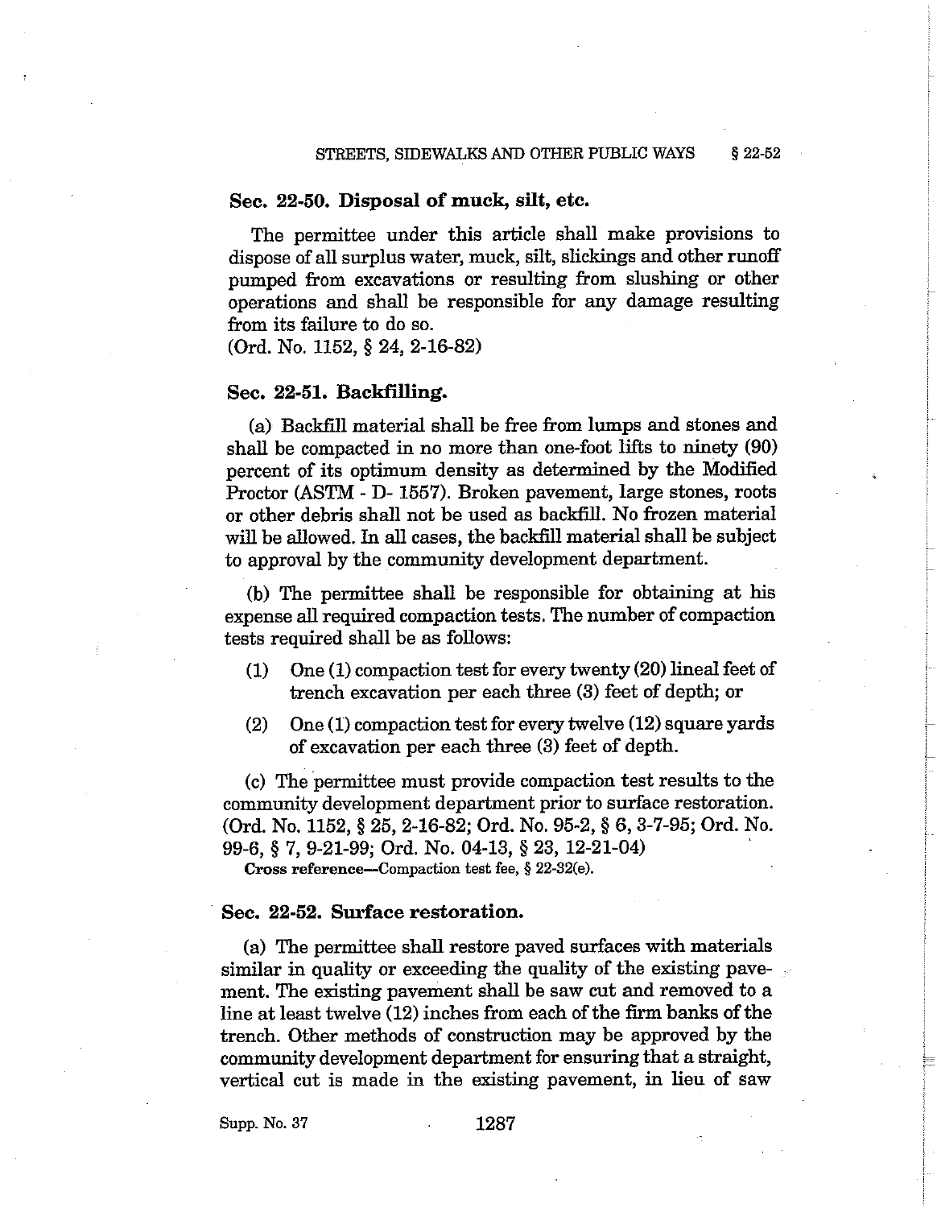## Sec. 22-50. Disposal of muck, silt, etc.

The permittee under this article shall make provisions to dispose of all surplus water, muck, silt, slickings and other runoff pumped from excavations or resulting from slushing or other operations and shall be responsible for any damage resulting from its failure to do so.
(Ord. No. 1152, § 24, 2-16-82)

## Sec. 22-51. Backfilling.

(a) Backfill material shall be free from lumps and stones and shall be compacted in no more than one-foot lifts to ninety (90) percent of its optimum density as determined by the Modified Proctor (ASTM - D- 1557). Broken pavement, large stones, roots or other debris shall not be used as backfill. No frozen material will be allowed. In all cases, the backfill material shall be subject to approval by the community development department.

(b) The permittee shall be responsible for obtaining at his expense all required compaction tests. The number of compaction tests required shall be as follows:

(1) One (1) compaction test for every twenty (20) lineal feet of trench excavation per each three (3) feet of depth; or

(2) One (1) compaction test for every twelve (12) square yards of excavation per each three (3) feet of depth.

(c) The permittee must provide compaction test results to the community development department prior to surface restoration.
(Ord. No. 1152, § 25, 2-16-82; Ord. No. 95-2, § 6, 3-7-95; Ord. No. 99-6, § 7, 9-21-99; Ord. No. 04-13, § 23, 12-21-04)

**Cross reference**—Compaction test fee, § 22-32(e).

## Sec. 22-52. Surface restoration.

(a) The permittee shall restore paved surfaces with materials similar in quality or exceeding the quality of the existing pavement. The existing pavement shall be saw cut and removed to a line at least twelve (12) inches from each of the firm banks of the trench. Other methods of construction may be approved by the community development department for ensuring that a straight, vertical cut is made in the existing pavement, in lieu of saw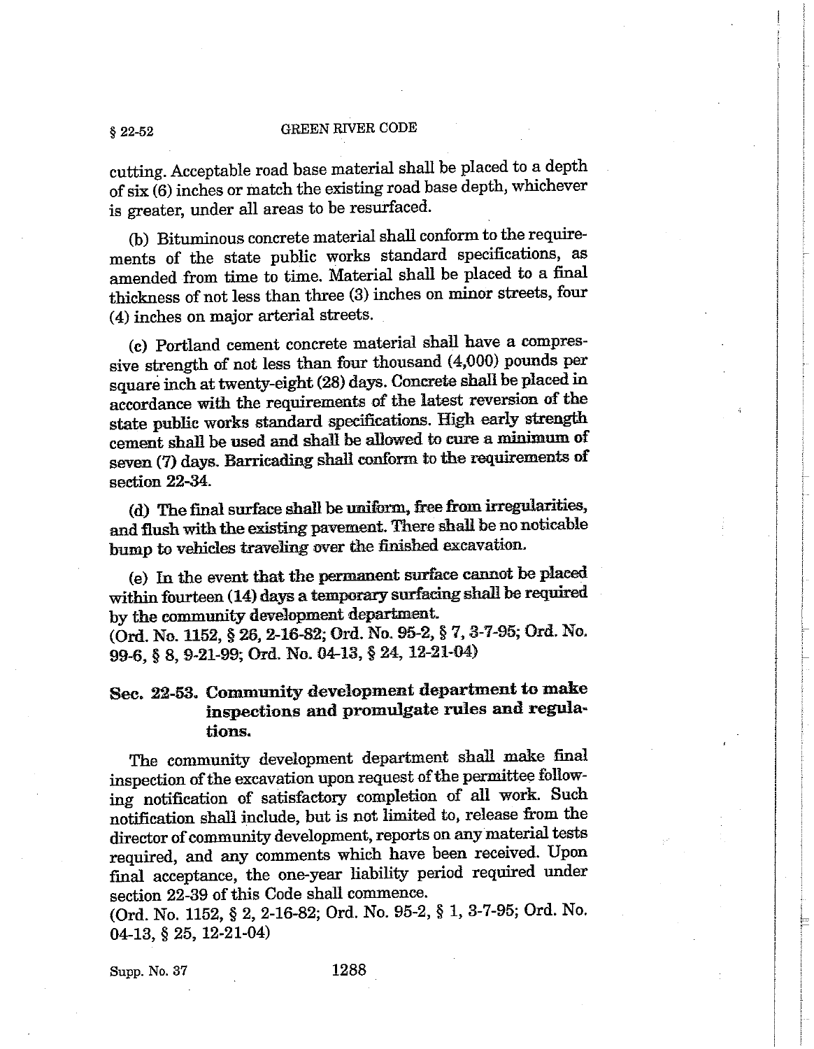cutting. Acceptable road base material shall be placed to a depth of six (6) inches or match the existing road base depth, whichever is greater, under all areas to be resurfaced.

(b) Bituminous concrete material shall conform to the requirements of the state public works standard specifications, as amended from time to time. Material shall be placed to a final thickness of not less than three (3) inches on minor streets, four (4) inches on major arterial streets.

(c) Portland cement concrete material shall have a compressive strength of not less than four thousand (4,000) pounds per square inch at twenty-eight (28) days. Concrete shall be placed in accordance with the requirements of the latest reversion of the state public works standard specifications. High early strength cement shall be used and shall be allowed to cure a minimum of seven (7) days. Barricading shall conform to the requirements of section 22-34.

(d) The final surface shall be uniform, free from irregularities, and flush with the existing pavement. There shall be no noticable bump to vehicles traveling over the finished excavation.

(e) In the event that the permanent surface cannot be placed within fourteen (14) days a temporary surfacing shall be required by the community development department.

(Ord. No. 1152, § 26, 2-16-82; Ord. No. 95-2, § 7, 3-7-95; Ord. No. 99-6, § 8, 9-21-99; Ord. No. 04-13, § 24, 12-21-04)

## Sec. 22-53. Community development department to make inspections and promulgate rules and regulations.

The community development department shall make final inspection of the excavation upon request of the permittee following notification of satisfactory completion of all work. Such notification shall include, but is not limited to, release from the director of community development, reports on any material tests required, and any comments which have been received. Upon final acceptance, the one-year liability period required under section 22-39 of this Code shall commence.

(Ord. No. 1152, § 2, 2-16-82; Ord. No. 95-2, § 1, 3-7-95; Ord. No. 04-13, § 25, 12-21-04)